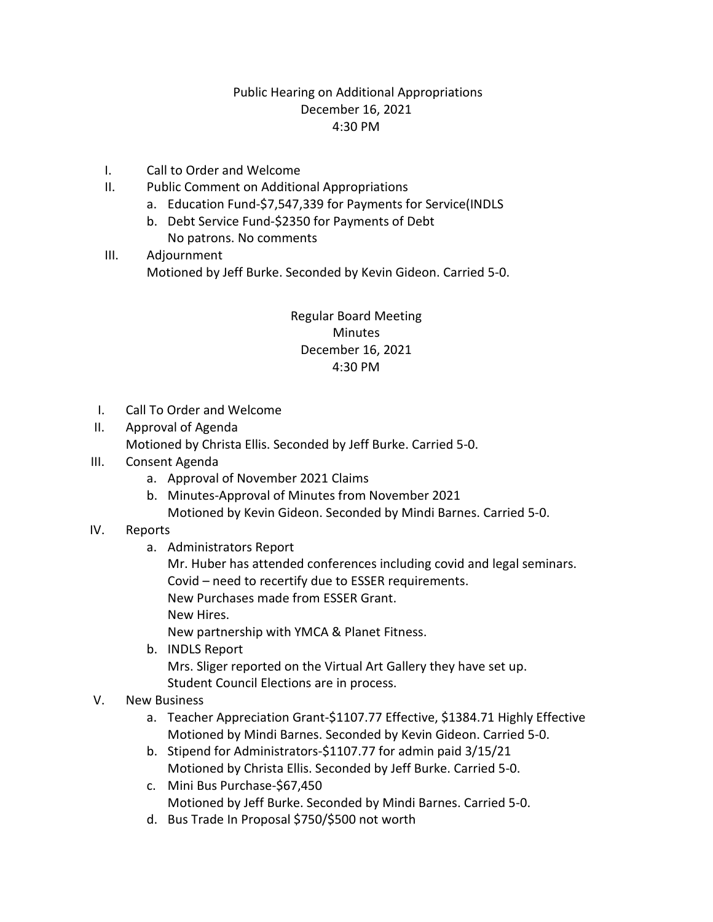# Public Hearing on Additional Appropriations
December 16, 2021
4:30 PM

I. Call to Order and Welcome
II. Public Comment on Additional Appropriations
   a. Education Fund-$7,547,339 for Payments for Service(INDLS
   b. Debt Service Fund-$2350 for Payments of Debt
      No patrons. No comments
III. Adjournment
   Motioned by Jeff Burke. Seconded by Kevin Gideon. Carried 5-0.

# Regular Board Meeting
Minutes
December 16, 2021
4:30 PM

I. Call To Order and Welcome
II. Approval of Agenda
   Motioned by Christa Ellis. Seconded by Jeff Burke. Carried 5-0.
III. Consent Agenda
   a. Approval of November 2021 Claims
   b. Minutes-Approval of Minutes from November 2021
      Motioned by Kevin Gideon. Seconded by Mindi Barnes. Carried 5-0.
IV. Reports
   a. Administrators Report
      Mr. Huber has attended conferences including covid and legal seminars.
      Covid – need to recertify due to ESSER requirements.
      New Purchases made from ESSER Grant.
      New Hires.
      New partnership with YMCA & Planet Fitness.
   b. INDLS Report
      Mrs. Sliger reported on the Virtual Art Gallery they have set up.
      Student Council Elections are in process.
V. New Business
   a. Teacher Appreciation Grant-$1107.77 Effective, $1384.71 Highly Effective
      Motioned by Mindi Barnes. Seconded by Kevin Gideon. Carried 5-0.
   b. Stipend for Administrators-$1107.77 for admin paid 3/15/21
      Motioned by Christa Ellis. Seconded by Jeff Burke. Carried 5-0.
   c. Mini Bus Purchase-$67,450
      Motioned by Jeff Burke. Seconded by Mindi Barnes. Carried 5-0.
   d. Bus Trade In Proposal $750/$500 not worth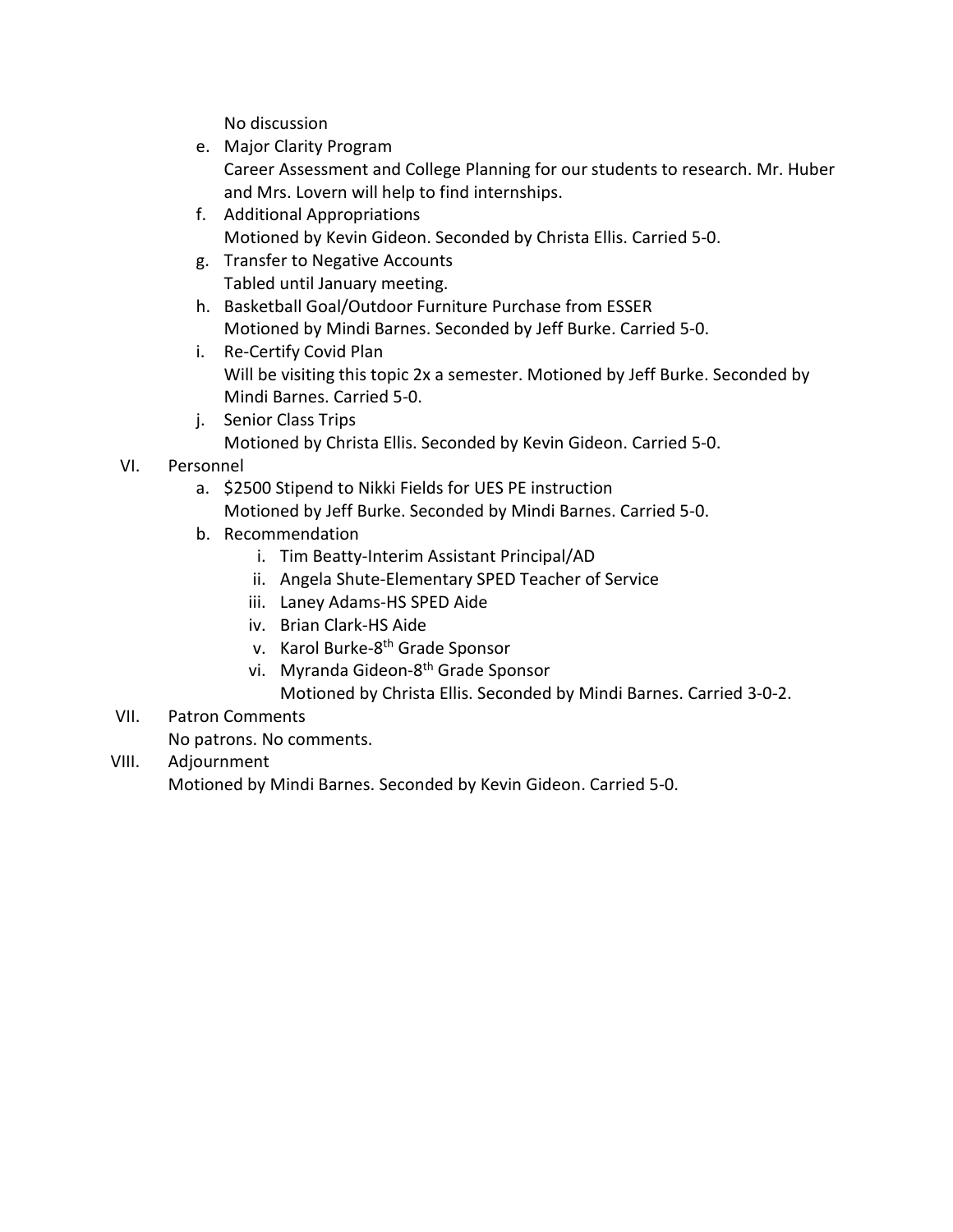No discussion

e. Major Clarity Program
   Career Assessment and College Planning for our students to research. Mr. Huber and Mrs. Lovern will help to find internships.
f. Additional Appropriations
   Motioned by Kevin Gideon. Seconded by Christa Ellis. Carried 5-0.
g. Transfer to Negative Accounts
   Tabled until January meeting.
h. Basketball Goal/Outdoor Furniture Purchase from ESSER
   Motioned by Mindi Barnes. Seconded by Jeff Burke. Carried 5-0.
i. Re-Certify Covid Plan
   Will be visiting this topic 2x a semester. Motioned by Jeff Burke. Seconded by Mindi Barnes. Carried 5-0.
j. Senior Class Trips
   Motioned by Christa Ellis. Seconded by Kevin Gideon. Carried 5-0.

VI. Personnel

a. $2500 Stipend to Nikki Fields for UES PE instruction
   Motioned by Jeff Burke. Seconded by Mindi Barnes. Carried 5-0.
b. Recommendation
   i. Tim Beatty-Interim Assistant Principal/AD
   ii. Angela Shute-Elementary SPED Teacher of Service
   iii. Laney Adams-HS SPED Aide
   iv. Brian Clark-HS Aide
   v. Karol Burke-8th Grade Sponsor
   vi. Myranda Gideon-8th Grade Sponsor
      Motioned by Christa Ellis. Seconded by Mindi Barnes. Carried 3-0-2.

VII. Patron Comments

No patrons. No comments.

VIII. Adjournment

Motioned by Mindi Barnes. Seconded by Kevin Gideon. Carried 5-0.